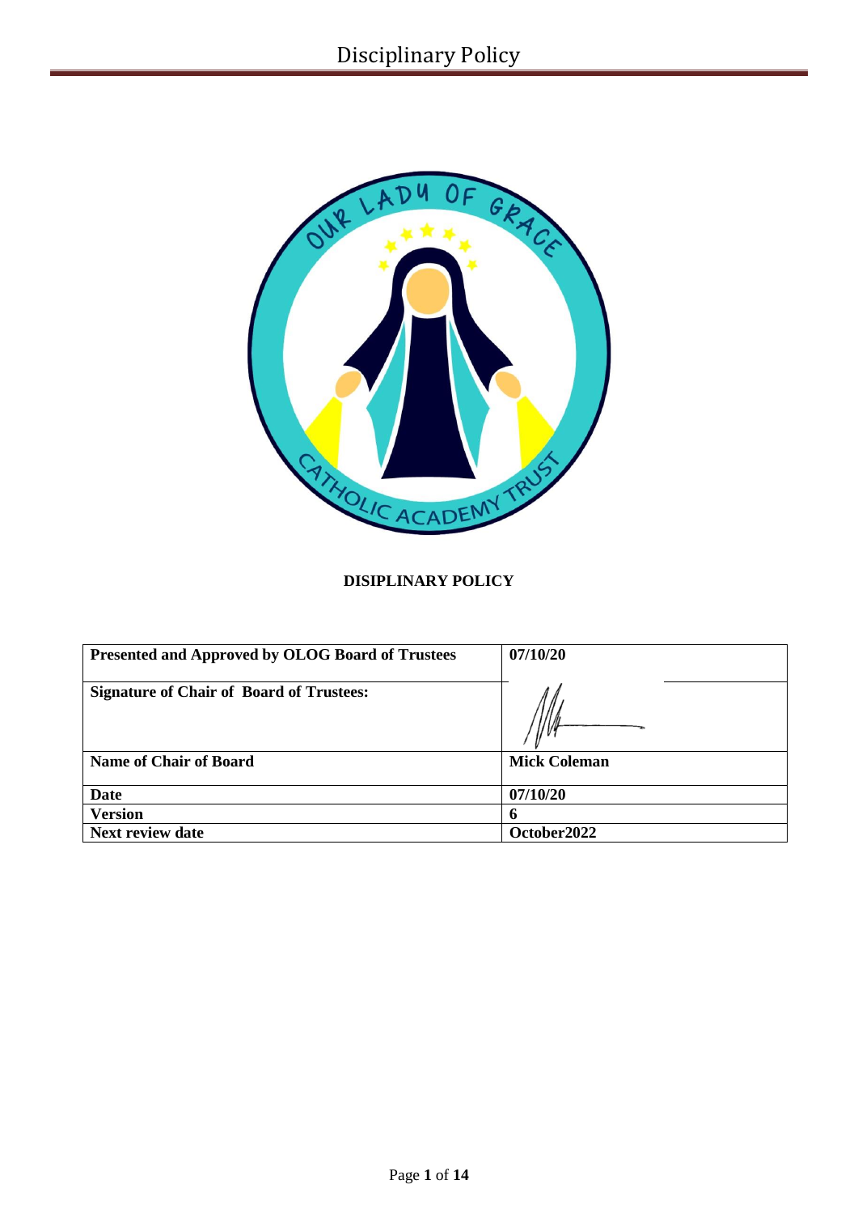**DISIPLINARY POLICY**

| | |
|---|---|
| **Presented and Approved by OLOG Board of Trustees** | **07/10/20** |
| **Signature of Chair of Board of Trustees:** | |
| **Name of Chair of Board** | **Mick Coleman** |
| **Date** | **07/10/20** |
| **Version** | **6** |
| **Next review date** | **October2022** |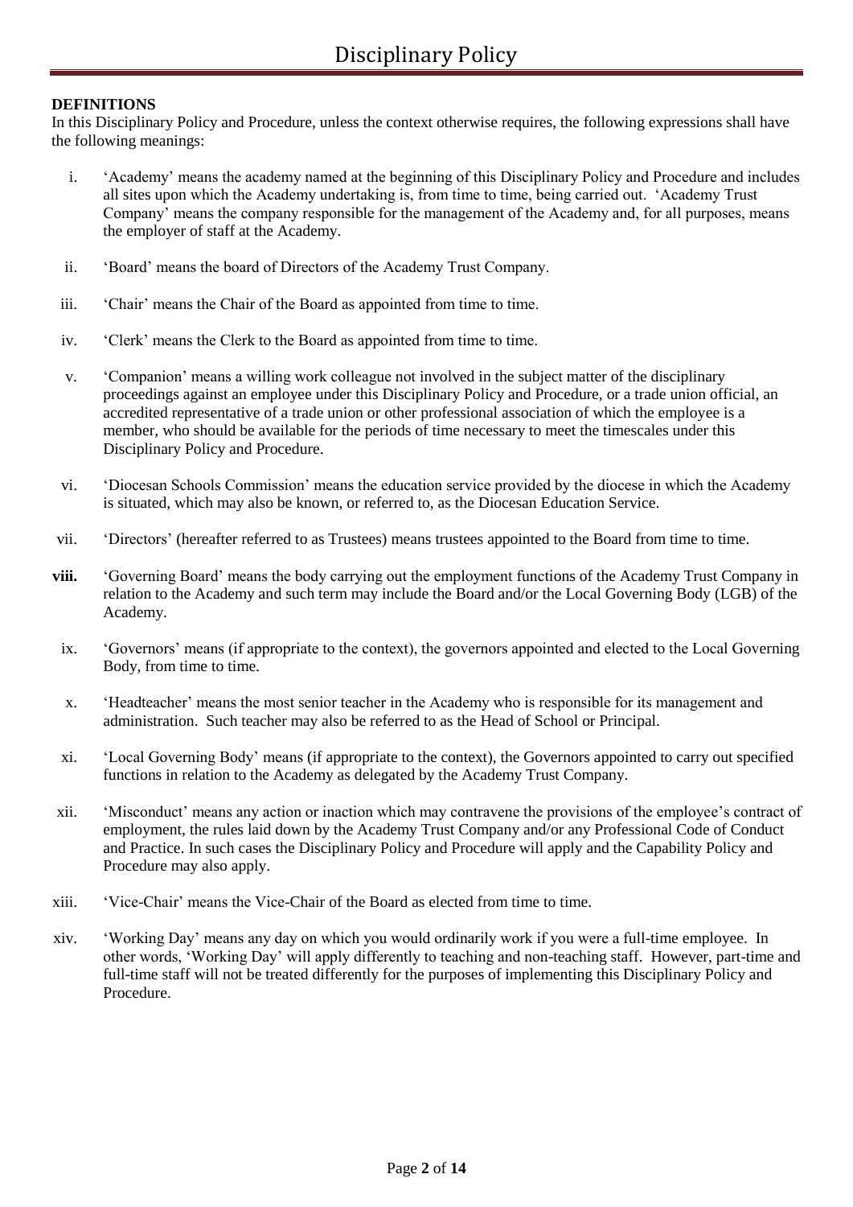**DEFINITIONS**

In this Disciplinary Policy and Procedure, unless the context otherwise requires, the following expressions shall have the following meanings:

i. 'Academy' means the academy named at the beginning of this Disciplinary Policy and Procedure and includes all sites upon which the Academy undertaking is, from time to time, being carried out. 'Academy Trust Company' means the company responsible for the management of the Academy and, for all purposes, means the employer of staff at the Academy.

ii. 'Board' means the board of Directors of the Academy Trust Company.

iii. 'Chair' means the Chair of the Board as appointed from time to time.

iv. 'Clerk' means the Clerk to the Board as appointed from time to time.

v. 'Companion' means a willing work colleague not involved in the subject matter of the disciplinary proceedings against an employee under this Disciplinary Policy and Procedure, or a trade union official, an accredited representative of a trade union or other professional association of which the employee is a member, who should be available for the periods of time necessary to meet the timescales under this Disciplinary Policy and Procedure.

vi. 'Diocesan Schools Commission' means the education service provided by the diocese in which the Academy is situated, which may also be known, or referred to, as the Diocesan Education Service.

vii. 'Directors' (hereafter referred to as Trustees) means trustees appointed to the Board from time to time.

**viii.** 'Governing Board' means the body carrying out the employment functions of the Academy Trust Company in relation to the Academy and such term may include the Board and/or the Local Governing Body (LGB) of the Academy.

ix. 'Governors' means (if appropriate to the context), the governors appointed and elected to the Local Governing Body, from time to time.

x. 'Headteacher' means the most senior teacher in the Academy who is responsible for its management and administration. Such teacher may also be referred to as the Head of School or Principal.

xi. 'Local Governing Body' means (if appropriate to the context), the Governors appointed to carry out specified functions in relation to the Academy as delegated by the Academy Trust Company.

xii. 'Misconduct' means any action or inaction which may contravene the provisions of the employee's contract of employment, the rules laid down by the Academy Trust Company and/or any Professional Code of Conduct and Practice. In such cases the Disciplinary Policy and Procedure will apply and the Capability Policy and Procedure may also apply.

xiii. 'Vice-Chair' means the Vice-Chair of the Board as elected from time to time.

xiv. 'Working Day' means any day on which you would ordinarily work if you were a full-time employee. In other words, 'Working Day' will apply differently to teaching and non-teaching staff. However, part-time and full-time staff will not be treated differently for the purposes of implementing this Disciplinary Policy and Procedure.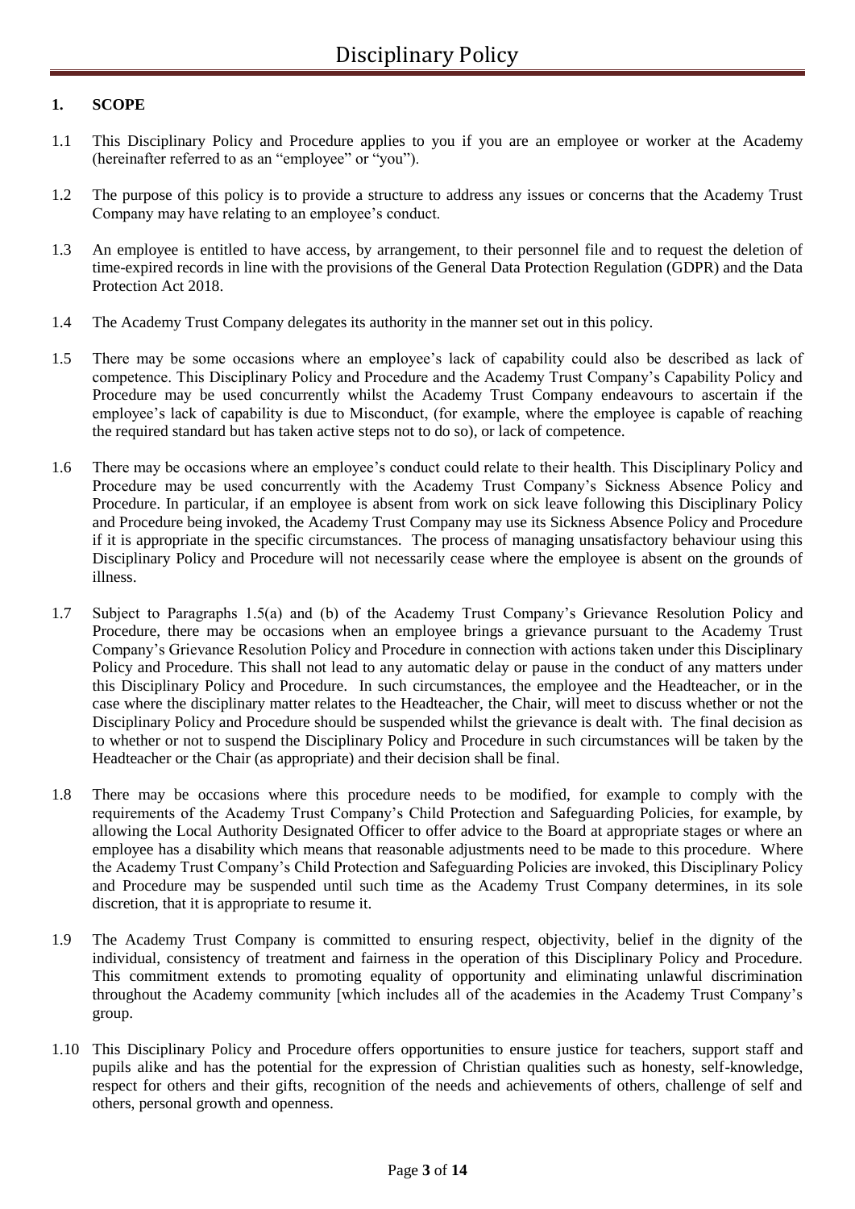# Disciplinary Policy

## 1. SCOPE

1.1 This Disciplinary Policy and Procedure applies to you if you are an employee or worker at the Academy (hereinafter referred to as an "employee" or "you").

1.2 The purpose of this policy is to provide a structure to address any issues or concerns that the Academy Trust Company may have relating to an employee's conduct.

1.3 An employee is entitled to have access, by arrangement, to their personnel file and to request the deletion of time-expired records in line with the provisions of the General Data Protection Regulation (GDPR) and the Data Protection Act 2018.

1.4 The Academy Trust Company delegates its authority in the manner set out in this policy.

1.5 There may be some occasions where an employee's lack of capability could also be described as lack of competence. This Disciplinary Policy and Procedure and the Academy Trust Company's Capability Policy and Procedure may be used concurrently whilst the Academy Trust Company endeavours to ascertain if the employee's lack of capability is due to Misconduct, (for example, where the employee is capable of reaching the required standard but has taken active steps not to do so), or lack of competence.

1.6 There may be occasions where an employee's conduct could relate to their health. This Disciplinary Policy and Procedure may be used concurrently with the Academy Trust Company's Sickness Absence Policy and Procedure. In particular, if an employee is absent from work on sick leave following this Disciplinary Policy and Procedure being invoked, the Academy Trust Company may use its Sickness Absence Policy and Procedure if it is appropriate in the specific circumstances. The process of managing unsatisfactory behaviour using this Disciplinary Policy and Procedure will not necessarily cease where the employee is absent on the grounds of illness.

1.7 Subject to Paragraphs 1.5(a) and (b) of the Academy Trust Company's Grievance Resolution Policy and Procedure, there may be occasions when an employee brings a grievance pursuant to the Academy Trust Company's Grievance Resolution Policy and Procedure in connection with actions taken under this Disciplinary Policy and Procedure. This shall not lead to any automatic delay or pause in the conduct of any matters under this Disciplinary Policy and Procedure. In such circumstances, the employee and the Headteacher, or in the case where the disciplinary matter relates to the Headteacher, the Chair, will meet to discuss whether or not the Disciplinary Policy and Procedure should be suspended whilst the grievance is dealt with. The final decision as to whether or not to suspend the Disciplinary Policy and Procedure in such circumstances will be taken by the Headteacher or the Chair (as appropriate) and their decision shall be final.

1.8 There may be occasions where this procedure needs to be modified, for example to comply with the requirements of the Academy Trust Company's Child Protection and Safeguarding Policies, for example, by allowing the Local Authority Designated Officer to offer advice to the Board at appropriate stages or where an employee has a disability which means that reasonable adjustments need to be made to this procedure. Where the Academy Trust Company's Child Protection and Safeguarding Policies are invoked, this Disciplinary Policy and Procedure may be suspended until such time as the Academy Trust Company determines, in its sole discretion, that it is appropriate to resume it.

1.9 The Academy Trust Company is committed to ensuring respect, objectivity, belief in the dignity of the individual, consistency of treatment and fairness in the operation of this Disciplinary Policy and Procedure. This commitment extends to promoting equality of opportunity and eliminating unlawful discrimination throughout the Academy community [which includes all of the academies in the Academy Trust Company's group.

1.10 This Disciplinary Policy and Procedure offers opportunities to ensure justice for teachers, support staff and pupils alike and has the potential for the expression of Christian qualities such as honesty, self-knowledge, respect for others and their gifts, recognition of the needs and achievements of others, challenge of self and others, personal growth and openness.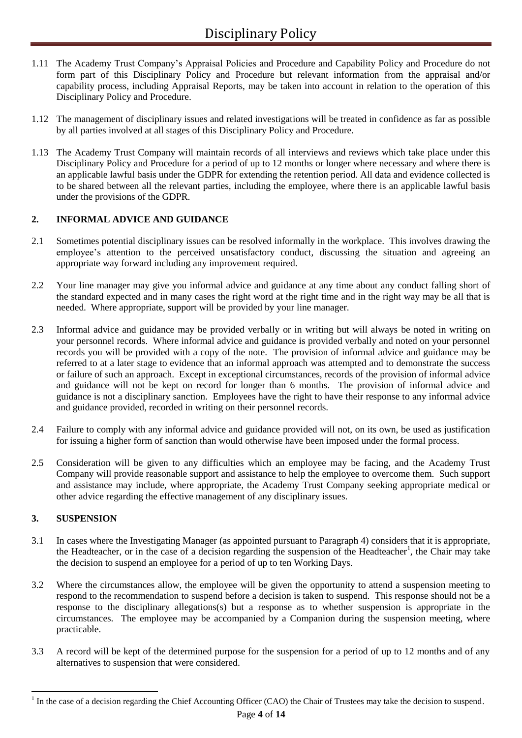1.11 The Academy Trust Company's Appraisal Policies and Procedure and Capability Policy and Procedure do not form part of this Disciplinary Policy and Procedure but relevant information from the appraisal and/or capability process, including Appraisal Reports, may be taken into account in relation to the operation of this Disciplinary Policy and Procedure.

1.12 The management of disciplinary issues and related investigations will be treated in confidence as far as possible by all parties involved at all stages of this Disciplinary Policy and Procedure.

1.13 The Academy Trust Company will maintain records of all interviews and reviews which take place under this Disciplinary Policy and Procedure for a period of up to 12 months or longer where necessary and where there is an applicable lawful basis under the GDPR for extending the retention period. All data and evidence collected is to be shared between all the relevant parties, including the employee, where there is an applicable lawful basis under the provisions of the GDPR.

## 2. INFORMAL ADVICE AND GUIDANCE

2.1 Sometimes potential disciplinary issues can be resolved informally in the workplace. This involves drawing the employee's attention to the perceived unsatisfactory conduct, discussing the situation and agreeing an appropriate way forward including any improvement required.

2.2 Your line manager may give you informal advice and guidance at any time about any conduct falling short of the standard expected and in many cases the right word at the right time and in the right way may be all that is needed. Where appropriate, support will be provided by your line manager.

2.3 Informal advice and guidance may be provided verbally or in writing but will always be noted in writing on your personnel records. Where informal advice and guidance is provided verbally and noted on your personnel records you will be provided with a copy of the note. The provision of informal advice and guidance may be referred to at a later stage to evidence that an informal approach was attempted and to demonstrate the success or failure of such an approach. Except in exceptional circumstances, records of the provision of informal advice and guidance will not be kept on record for longer than 6 months. The provision of informal advice and guidance is not a disciplinary sanction. Employees have the right to have their response to any informal advice and guidance provided, recorded in writing on their personnel records.

2.4 Failure to comply with any informal advice and guidance provided will not, on its own, be used as justification for issuing a higher form of sanction than would otherwise have been imposed under the formal process.

2.5 Consideration will be given to any difficulties which an employee may be facing, and the Academy Trust Company will provide reasonable support and assistance to help the employee to overcome them. Such support and assistance may include, where appropriate, the Academy Trust Company seeking appropriate medical or other advice regarding the effective management of any disciplinary issues.

## 3. SUSPENSION

3.1 In cases where the Investigating Manager (as appointed pursuant to Paragraph 4) considers that it is appropriate, the Headteacher, or in the case of a decision regarding the suspension of the Headteacher[1], the Chair may take the decision to suspend an employee for a period of up to ten Working Days.

3.2 Where the circumstances allow, the employee will be given the opportunity to attend a suspension meeting to respond to the recommendation to suspend before a decision is taken to suspend. This response should not be a response to the disciplinary allegations(s) but a response as to whether suspension is appropriate in the circumstances. The employee may be accompanied by a Companion during the suspension meeting, where practicable.

3.3 A record will be kept of the determined purpose for the suspension for a period of up to 12 months and of any alternatives to suspension that were considered.

[1] In the case of a decision regarding the Chief Accounting Officer (CAO) the Chair of Trustees may take the decision to suspend.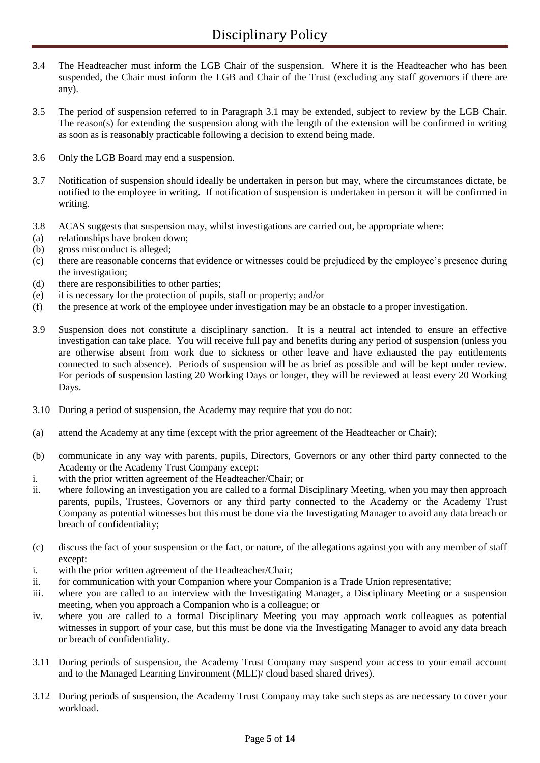3.4 The Headteacher must inform the LGB Chair of the suspension. Where it is the Headteacher who has been suspended, the Chair must inform the LGB and Chair of the Trust (excluding any staff governors if there are any).

3.5 The period of suspension referred to in Paragraph 3.1 may be extended, subject to review by the LGB Chair. The reason(s) for extending the suspension along with the length of the extension will be confirmed in writing as soon as is reasonably practicable following a decision to extend being made.

3.6 Only the LGB Board may end a suspension.

3.7 Notification of suspension should ideally be undertaken in person but may, where the circumstances dictate, be notified to the employee in writing. If notification of suspension is undertaken in person it will be confirmed in writing.

3.8 ACAS suggests that suspension may, whilst investigations are carried out, be appropriate where:

(a) relationships have broken down;
(b) gross misconduct is alleged;
(c) there are reasonable concerns that evidence or witnesses could be prejudiced by the employee's presence during the investigation;
(d) there are responsibilities to other parties;
(e) it is necessary for the protection of pupils, staff or property; and/or
(f) the presence at work of the employee under investigation may be an obstacle to a proper investigation.

3.9 Suspension does not constitute a disciplinary sanction. It is a neutral act intended to ensure an effective investigation can take place. You will receive full pay and benefits during any period of suspension (unless you are otherwise absent from work due to sickness or other leave and have exhausted the pay entitlements connected to such absence). Periods of suspension will be as brief as possible and will be kept under review. For periods of suspension lasting 20 Working Days or longer, they will be reviewed at least every 20 Working Days.

3.10 During a period of suspension, the Academy may require that you do not:

(a) attend the Academy at any time (except with the prior agreement of the Headteacher or Chair);

(b) communicate in any way with parents, pupils, Directors, Governors or any other third party connected to the Academy or the Academy Trust Company except:
i. with the prior written agreement of the Headteacher/Chair; or
ii. where following an investigation you are called to a formal Disciplinary Meeting, when you may then approach parents, pupils, Trustees, Governors or any third party connected to the Academy or the Academy Trust Company as potential witnesses but this must be done via the Investigating Manager to avoid any data breach or breach of confidentiality;

(c) discuss the fact of your suspension or the fact, or nature, of the allegations against you with any member of staff except:
i. with the prior written agreement of the Headteacher/Chair;
ii. for communication with your Companion where your Companion is a Trade Union representative;
iii. where you are called to an interview with the Investigating Manager, a Disciplinary Meeting or a suspension meeting, when you approach a Companion who is a colleague; or
iv. where you are called to a formal Disciplinary Meeting you may approach work colleagues as potential witnesses in support of your case, but this must be done via the Investigating Manager to avoid any data breach or breach of confidentiality.

3.11 During periods of suspension, the Academy Trust Company may suspend your access to your email account and to the Managed Learning Environment (MLE)/ cloud based shared drives).

3.12 During periods of suspension, the Academy Trust Company may take such steps as are necessary to cover your workload.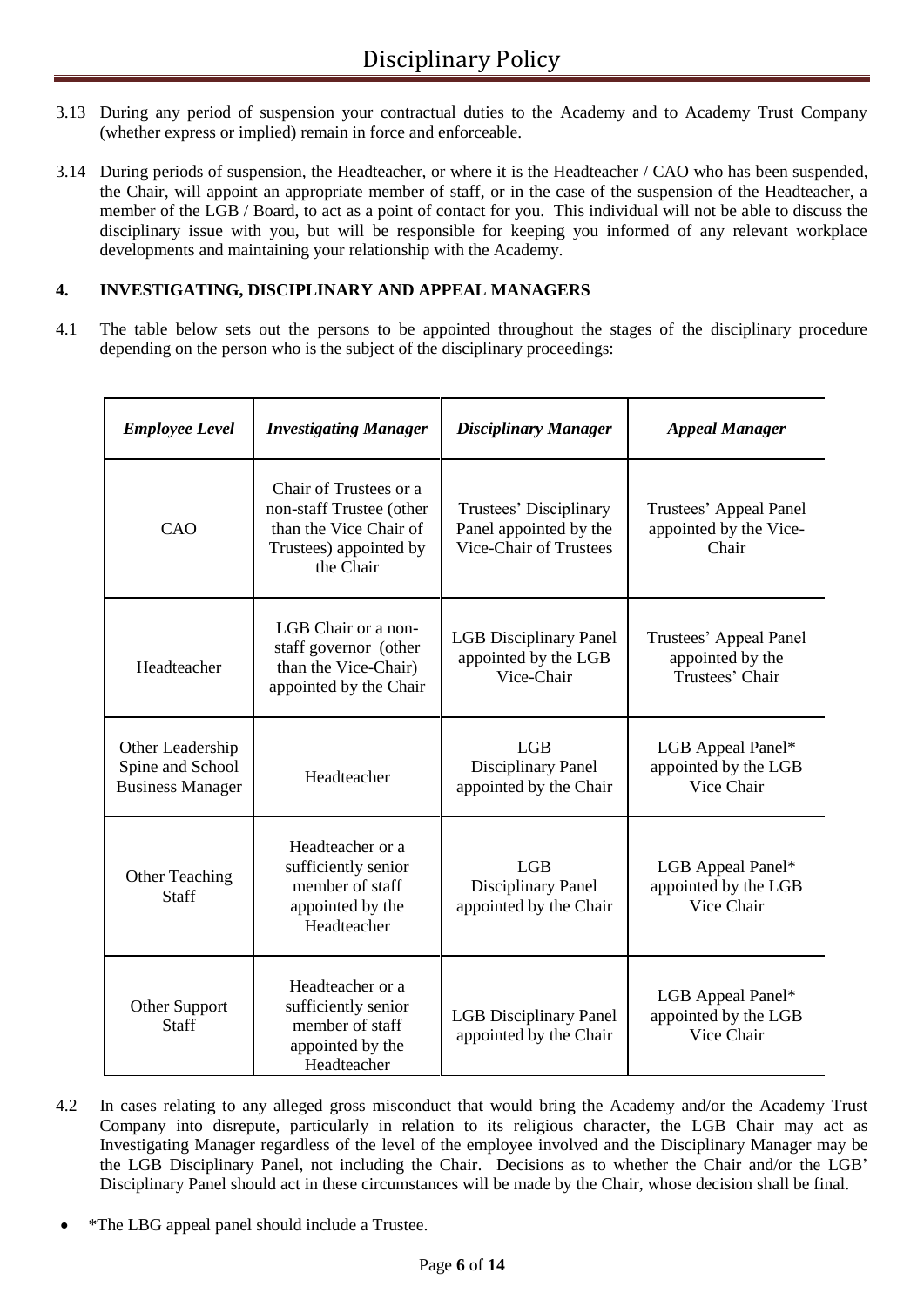3.13 During any period of suspension your contractual duties to the Academy and to Academy Trust Company (whether express or implied) remain in force and enforceable.

3.14 During periods of suspension, the Headteacher, or where it is the Headteacher / CAO who has been suspended, the Chair, will appoint an appropriate member of staff, or in the case of the suspension of the Headteacher, a member of the LGB / Board, to act as a point of contact for you. This individual will not be able to discuss the disciplinary issue with you, but will be responsible for keeping you informed of any relevant workplace developments and maintaining your relationship with the Academy.

## 4. INVESTIGATING, DISCIPLINARY AND APPEAL MANAGERS

4.1 The table below sets out the persons to be appointed throughout the stages of the disciplinary procedure depending on the person who is the subject of the disciplinary proceedings:

| ***Employee Level*** | ***Investigating Manager*** | ***Disciplinary Manager*** | ***Appeal Manager*** |
|---|---|---|---|
| CAO | Chair of Trustees or a non-staff Trustee (other than the Vice Chair of Trustees) appointed by the Chair | Trustees' Disciplinary Panel appointed by the Vice-Chair of Trustees | Trustees' Appeal Panel appointed by the Vice-Chair |
| Headteacher | LGB Chair or a non-staff governor (other than the Vice-Chair) appointed by the Chair | LGB Disciplinary Panel appointed by the LGB Vice-Chair | Trustees' Appeal Panel appointed by the Trustees' Chair |
| Other Leadership Spine and School Business Manager | Headteacher | LGB Disciplinary Panel appointed by the Chair | LGB Appeal Panel* appointed by the LGB Vice Chair |
| Other Teaching Staff | Headteacher or a sufficiently senior member of staff appointed by the Headteacher | LGB Disciplinary Panel appointed by the Chair | LGB Appeal Panel* appointed by the LGB Vice Chair |
| Other Support Staff | Headteacher or a sufficiently senior member of staff appointed by the Headteacher | LGB Disciplinary Panel appointed by the Chair | LGB Appeal Panel* appointed by the LGB Vice Chair |

4.2 In cases relating to any alleged gross misconduct that would bring the Academy and/or the Academy Trust Company into disrepute, particularly in relation to its religious character, the LGB Chair may act as Investigating Manager regardless of the level of the employee involved and the Disciplinary Manager may be the LGB Disciplinary Panel, not including the Chair. Decisions as to whether the Chair and/or the LGB' Disciplinary Panel should act in these circumstances will be made by the Chair, whose decision shall be final.

- *The LBG appeal panel should include a Trustee.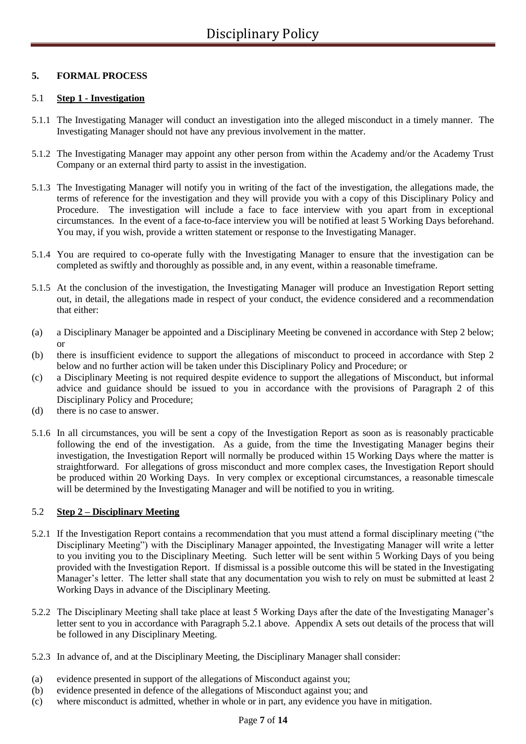## 5. FORMAL PROCESS

### 5.1 Step 1 - Investigation

5.1.1 The Investigating Manager will conduct an investigation into the alleged misconduct in a timely manner. The Investigating Manager should not have any previous involvement in the matter.

5.1.2 The Investigating Manager may appoint any other person from within the Academy and/or the Academy Trust Company or an external third party to assist in the investigation.

5.1.3 The Investigating Manager will notify you in writing of the fact of the investigation, the allegations made, the terms of reference for the investigation and they will provide you with a copy of this Disciplinary Policy and Procedure. The investigation will include a face to face interview with you apart from in exceptional circumstances. In the event of a face-to-face interview you will be notified at least 5 Working Days beforehand. You may, if you wish, provide a written statement or response to the Investigating Manager.

5.1.4 You are required to co-operate fully with the Investigating Manager to ensure that the investigation can be completed as swiftly and thoroughly as possible and, in any event, within a reasonable timeframe.

5.1.5 At the conclusion of the investigation, the Investigating Manager will produce an Investigation Report setting out, in detail, the allegations made in respect of your conduct, the evidence considered and a recommendation that either:

(a) a Disciplinary Manager be appointed and a Disciplinary Meeting be convened in accordance with Step 2 below; or

(b) there is insufficient evidence to support the allegations of misconduct to proceed in accordance with Step 2 below and no further action will be taken under this Disciplinary Policy and Procedure; or

(c) a Disciplinary Meeting is not required despite evidence to support the allegations of Misconduct, but informal advice and guidance should be issued to you in accordance with the provisions of Paragraph 2 of this Disciplinary Policy and Procedure;

(d) there is no case to answer.

5.1.6 In all circumstances, you will be sent a copy of the Investigation Report as soon as is reasonably practicable following the end of the investigation. As a guide, from the time the Investigating Manager begins their investigation, the Investigation Report will normally be produced within 15 Working Days where the matter is straightforward. For allegations of gross misconduct and more complex cases, the Investigation Report should be produced within 20 Working Days. In very complex or exceptional circumstances, a reasonable timescale will be determined by the Investigating Manager and will be notified to you in writing.

### 5.2 Step 2 – Disciplinary Meeting

5.2.1 If the Investigation Report contains a recommendation that you must attend a formal disciplinary meeting ("the Disciplinary Meeting") with the Disciplinary Manager appointed, the Investigating Manager will write a letter to you inviting you to the Disciplinary Meeting. Such letter will be sent within 5 Working Days of you being provided with the Investigation Report. If dismissal is a possible outcome this will be stated in the Investigating Manager's letter. The letter shall state that any documentation you wish to rely on must be submitted at least 2 Working Days in advance of the Disciplinary Meeting.

5.2.2 The Disciplinary Meeting shall take place at least 5 Working Days after the date of the Investigating Manager's letter sent to you in accordance with Paragraph 5.2.1 above. Appendix A sets out details of the process that will be followed in any Disciplinary Meeting.

5.2.3 In advance of, and at the Disciplinary Meeting, the Disciplinary Manager shall consider:

(a) evidence presented in support of the allegations of Misconduct against you;

(b) evidence presented in defence of the allegations of Misconduct against you; and

(c) where misconduct is admitted, whether in whole or in part, any evidence you have in mitigation.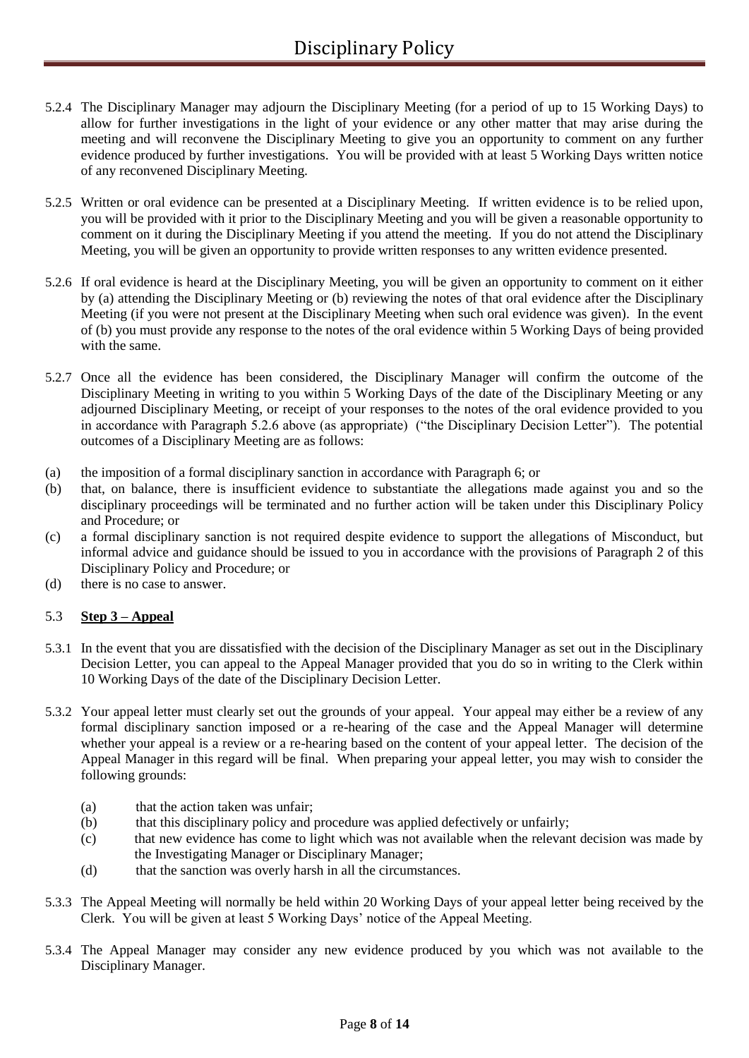5.2.4 The Disciplinary Manager may adjourn the Disciplinary Meeting (for a period of up to 15 Working Days) to allow for further investigations in the light of your evidence or any other matter that may arise during the meeting and will reconvene the Disciplinary Meeting to give you an opportunity to comment on any further evidence produced by further investigations. You will be provided with at least 5 Working Days written notice of any reconvened Disciplinary Meeting.

5.2.5 Written or oral evidence can be presented at a Disciplinary Meeting. If written evidence is to be relied upon, you will be provided with it prior to the Disciplinary Meeting and you will be given a reasonable opportunity to comment on it during the Disciplinary Meeting if you attend the meeting. If you do not attend the Disciplinary Meeting, you will be given an opportunity to provide written responses to any written evidence presented.

5.2.6 If oral evidence is heard at the Disciplinary Meeting, you will be given an opportunity to comment on it either by (a) attending the Disciplinary Meeting or (b) reviewing the notes of that oral evidence after the Disciplinary Meeting (if you were not present at the Disciplinary Meeting when such oral evidence was given). In the event of (b) you must provide any response to the notes of the oral evidence within 5 Working Days of being provided with the same.

5.2.7 Once all the evidence has been considered, the Disciplinary Manager will confirm the outcome of the Disciplinary Meeting in writing to you within 5 Working Days of the date of the Disciplinary Meeting or any adjourned Disciplinary Meeting, or receipt of your responses to the notes of the oral evidence provided to you in accordance with Paragraph 5.2.6 above (as appropriate) ("the Disciplinary Decision Letter"). The potential outcomes of a Disciplinary Meeting are as follows:

(a) the imposition of a formal disciplinary sanction in accordance with Paragraph 6; or
(b) that, on balance, there is insufficient evidence to substantiate the allegations made against you and so the disciplinary proceedings will be terminated and no further action will be taken under this Disciplinary Policy and Procedure; or
(c) a formal disciplinary sanction is not required despite evidence to support the allegations of Misconduct, but informal advice and guidance should be issued to you in accordance with the provisions of Paragraph 2 of this Disciplinary Policy and Procedure; or
(d) there is no case to answer.

### 5.3 **Step 3 – Appeal**

5.3.1 In the event that you are dissatisfied with the decision of the Disciplinary Manager as set out in the Disciplinary Decision Letter, you can appeal to the Appeal Manager provided that you do so in writing to the Clerk within 10 Working Days of the date of the Disciplinary Decision Letter.

5.3.2 Your appeal letter must clearly set out the grounds of your appeal. Your appeal may either be a review of any formal disciplinary sanction imposed or a re-hearing of the case and the Appeal Manager will determine whether your appeal is a review or a re-hearing based on the content of your appeal letter. The decision of the Appeal Manager in this regard will be final. When preparing your appeal letter, you may wish to consider the following grounds:

(a) that the action taken was unfair;
(b) that this disciplinary policy and procedure was applied defectively or unfairly;
(c) that new evidence has come to light which was not available when the relevant decision was made by the Investigating Manager or Disciplinary Manager;
(d) that the sanction was overly harsh in all the circumstances.

5.3.3 The Appeal Meeting will normally be held within 20 Working Days of your appeal letter being received by the Clerk. You will be given at least 5 Working Days' notice of the Appeal Meeting.

5.3.4 The Appeal Manager may consider any new evidence produced by you which was not available to the Disciplinary Manager.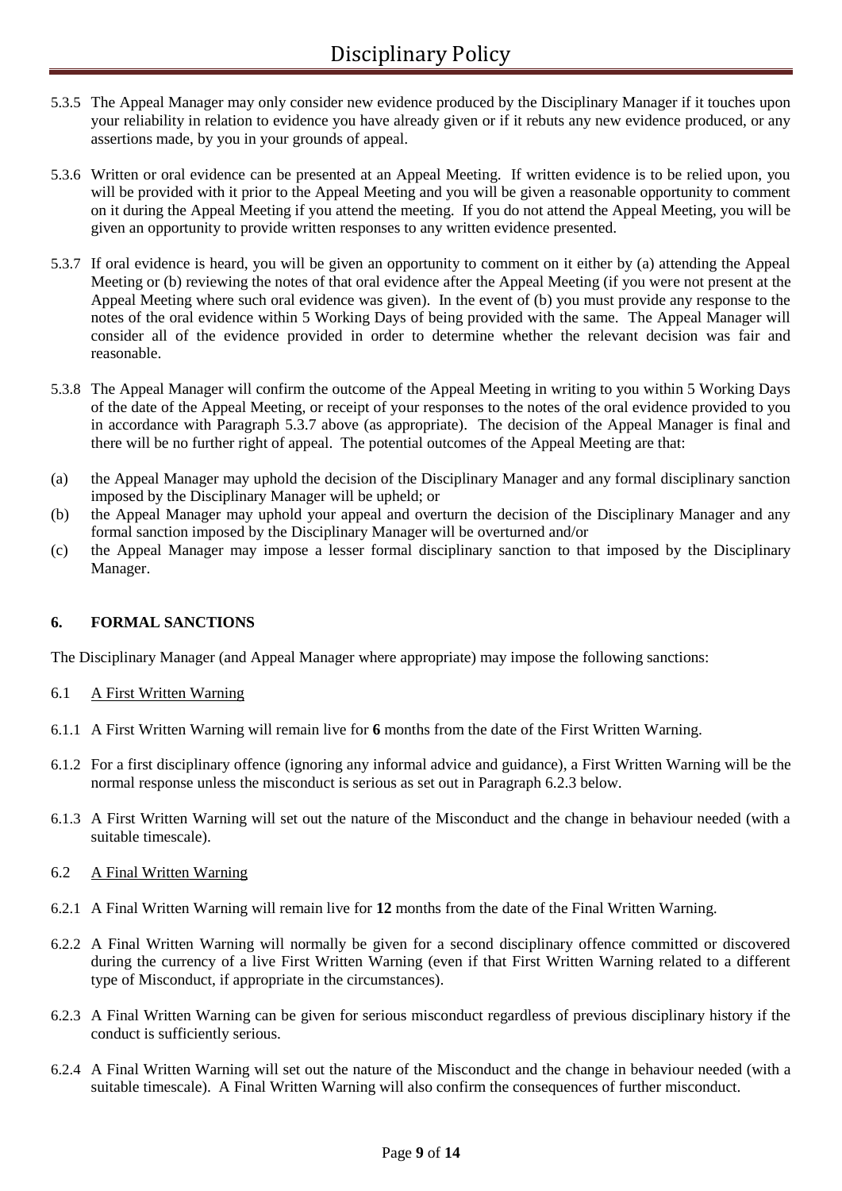5.3.5 The Appeal Manager may only consider new evidence produced by the Disciplinary Manager if it touches upon your reliability in relation to evidence you have already given or if it rebuts any new evidence produced, or any assertions made, by you in your grounds of appeal.

5.3.6 Written or oral evidence can be presented at an Appeal Meeting. If written evidence is to be relied upon, you will be provided with it prior to the Appeal Meeting and you will be given a reasonable opportunity to comment on it during the Appeal Meeting if you attend the meeting. If you do not attend the Appeal Meeting, you will be given an opportunity to provide written responses to any written evidence presented.

5.3.7 If oral evidence is heard, you will be given an opportunity to comment on it either by (a) attending the Appeal Meeting or (b) reviewing the notes of that oral evidence after the Appeal Meeting (if you were not present at the Appeal Meeting where such oral evidence was given). In the event of (b) you must provide any response to the notes of the oral evidence within 5 Working Days of being provided with the same. The Appeal Manager will consider all of the evidence provided in order to determine whether the relevant decision was fair and reasonable.

5.3.8 The Appeal Manager will confirm the outcome of the Appeal Meeting in writing to you within 5 Working Days of the date of the Appeal Meeting, or receipt of your responses to the notes of the oral evidence provided to you in accordance with Paragraph 5.3.7 above (as appropriate). The decision of the Appeal Manager is final and there will be no further right of appeal. The potential outcomes of the Appeal Meeting are that:

(a) the Appeal Manager may uphold the decision of the Disciplinary Manager and any formal disciplinary sanction imposed by the Disciplinary Manager will be upheld; or

(b) the Appeal Manager may uphold your appeal and overturn the decision of the Disciplinary Manager and any formal sanction imposed by the Disciplinary Manager will be overturned and/or

(c) the Appeal Manager may impose a lesser formal disciplinary sanction to that imposed by the Disciplinary Manager.

## 6. FORMAL SANCTIONS

The Disciplinary Manager (and Appeal Manager where appropriate) may impose the following sanctions:

6.1 A First Written Warning

6.1.1 A First Written Warning will remain live for **6** months from the date of the First Written Warning.

6.1.2 For a first disciplinary offence (ignoring any informal advice and guidance), a First Written Warning will be the normal response unless the misconduct is serious as set out in Paragraph 6.2.3 below.

6.1.3 A First Written Warning will set out the nature of the Misconduct and the change in behaviour needed (with a suitable timescale).

6.2 A Final Written Warning

6.2.1 A Final Written Warning will remain live for **12** months from the date of the Final Written Warning.

6.2.2 A Final Written Warning will normally be given for a second disciplinary offence committed or discovered during the currency of a live First Written Warning (even if that First Written Warning related to a different type of Misconduct, if appropriate in the circumstances).

6.2.3 A Final Written Warning can be given for serious misconduct regardless of previous disciplinary history if the conduct is sufficiently serious.

6.2.4 A Final Written Warning will set out the nature of the Misconduct and the change in behaviour needed (with a suitable timescale). A Final Written Warning will also confirm the consequences of further misconduct.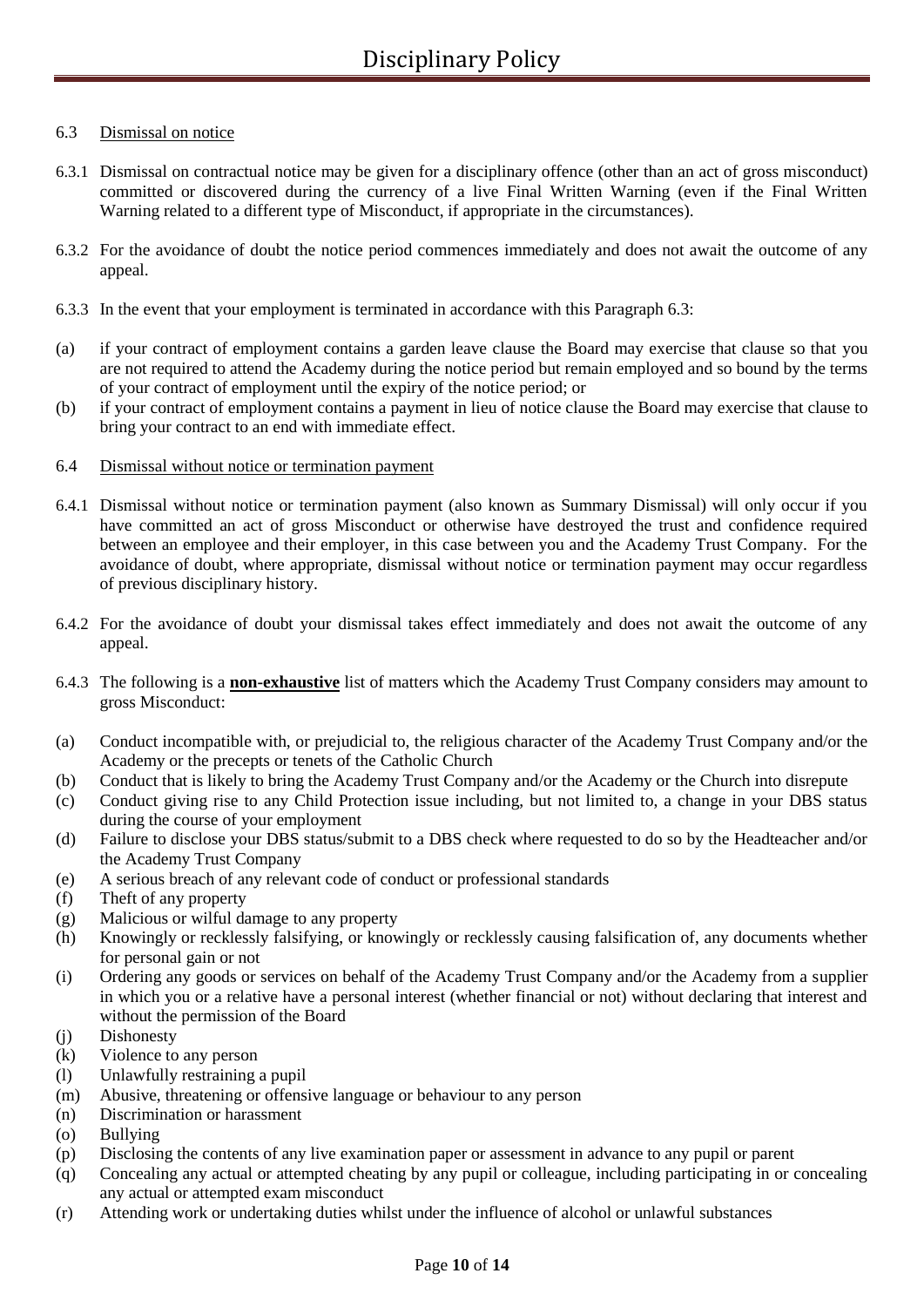6.3 Dismissal on notice

6.3.1 Dismissal on contractual notice may be given for a disciplinary offence (other than an act of gross misconduct) committed or discovered during the currency of a live Final Written Warning (even if the Final Written Warning related to a different type of Misconduct, if appropriate in the circumstances).

6.3.2 For the avoidance of doubt the notice period commences immediately and does not await the outcome of any appeal.

6.3.3 In the event that your employment is terminated in accordance with this Paragraph 6.3:

(a) if your contract of employment contains a garden leave clause the Board may exercise that clause so that you are not required to attend the Academy during the notice period but remain employed and so bound by the terms of your contract of employment until the expiry of the notice period; or

(b) if your contract of employment contains a payment in lieu of notice clause the Board may exercise that clause to bring your contract to an end with immediate effect.

6.4 Dismissal without notice or termination payment

6.4.1 Dismissal without notice or termination payment (also known as Summary Dismissal) will only occur if you have committed an act of gross Misconduct or otherwise have destroyed the trust and confidence required between an employee and their employer, in this case between you and the Academy Trust Company. For the avoidance of doubt, where appropriate, dismissal without notice or termination payment may occur regardless of previous disciplinary history.

6.4.2 For the avoidance of doubt your dismissal takes effect immediately and does not await the outcome of any appeal.

6.4.3 The following is a **non-exhaustive** list of matters which the Academy Trust Company considers may amount to gross Misconduct:

(a) Conduct incompatible with, or prejudicial to, the religious character of the Academy Trust Company and/or the Academy or the precepts or tenets of the Catholic Church
(b) Conduct that is likely to bring the Academy Trust Company and/or the Academy or the Church into disrepute
(c) Conduct giving rise to any Child Protection issue including, but not limited to, a change in your DBS status during the course of your employment
(d) Failure to disclose your DBS status/submit to a DBS check where requested to do so by the Headteacher and/or the Academy Trust Company
(e) A serious breach of any relevant code of conduct or professional standards
(f) Theft of any property
(g) Malicious or wilful damage to any property
(h) Knowingly or recklessly falsifying, or knowingly or recklessly causing falsification of, any documents whether for personal gain or not
(i) Ordering any goods or services on behalf of the Academy Trust Company and/or the Academy from a supplier in which you or a relative have a personal interest (whether financial or not) without declaring that interest and without the permission of the Board
(j) Dishonesty
(k) Violence to any person
(l) Unlawfully restraining a pupil
(m) Abusive, threatening or offensive language or behaviour to any person
(n) Discrimination or harassment
(o) Bullying
(p) Disclosing the contents of any live examination paper or assessment in advance to any pupil or parent
(q) Concealing any actual or attempted cheating by any pupil or colleague, including participating in or concealing any actual or attempted exam misconduct
(r) Attending work or undertaking duties whilst under the influence of alcohol or unlawful substances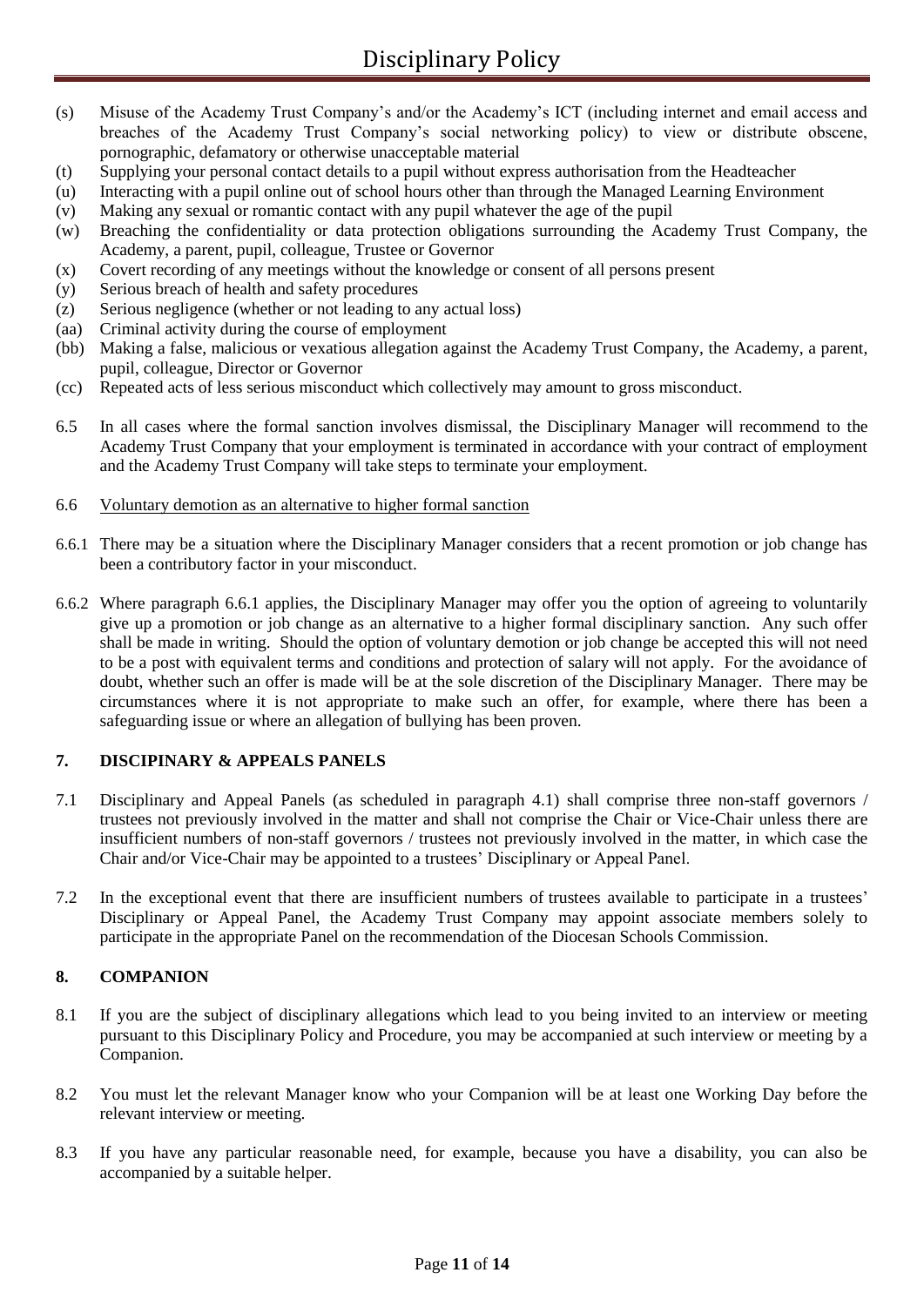(s) Misuse of the Academy Trust Company's and/or the Academy's ICT (including internet and email access and breaches of the Academy Trust Company's social networking policy) to view or distribute obscene, pornographic, defamatory or otherwise unacceptable material

(t) Supplying your personal contact details to a pupil without express authorisation from the Headteacher

(u) Interacting with a pupil online out of school hours other than through the Managed Learning Environment

(v) Making any sexual or romantic contact with any pupil whatever the age of the pupil

(w) Breaching the confidentiality or data protection obligations surrounding the Academy Trust Company, the Academy, a parent, pupil, colleague, Trustee or Governor

(x) Covert recording of any meetings without the knowledge or consent of all persons present

(y) Serious breach of health and safety procedures

(z) Serious negligence (whether or not leading to any actual loss)

(aa) Criminal activity during the course of employment

(bb) Making a false, malicious or vexatious allegation against the Academy Trust Company, the Academy, a parent, pupil, colleague, Director or Governor

(cc) Repeated acts of less serious misconduct which collectively may amount to gross misconduct.

6.5 In all cases where the formal sanction involves dismissal, the Disciplinary Manager will recommend to the Academy Trust Company that your employment is terminated in accordance with your contract of employment and the Academy Trust Company will take steps to terminate your employment.

6.6 Voluntary demotion as an alternative to higher formal sanction

6.6.1 There may be a situation where the Disciplinary Manager considers that a recent promotion or job change has been a contributory factor in your misconduct.

6.6.2 Where paragraph 6.6.1 applies, the Disciplinary Manager may offer you the option of agreeing to voluntarily give up a promotion or job change as an alternative to a higher formal disciplinary sanction. Any such offer shall be made in writing. Should the option of voluntary demotion or job change be accepted this will not need to be a post with equivalent terms and conditions and protection of salary will not apply. For the avoidance of doubt, whether such an offer is made will be at the sole discretion of the Disciplinary Manager. There may be circumstances where it is not appropriate to make such an offer, for example, where there has been a safeguarding issue or where an allegation of bullying has been proven.

## 7. DISCIPINARY & APPEALS PANELS

7.1 Disciplinary and Appeal Panels (as scheduled in paragraph 4.1) shall comprise three non-staff governors / trustees not previously involved in the matter and shall not comprise the Chair or Vice-Chair unless there are insufficient numbers of non-staff governors / trustees not previously involved in the matter, in which case the Chair and/or Vice-Chair may be appointed to a trustees' Disciplinary or Appeal Panel.

7.2 In the exceptional event that there are insufficient numbers of trustees available to participate in a trustees' Disciplinary or Appeal Panel, the Academy Trust Company may appoint associate members solely to participate in the appropriate Panel on the recommendation of the Diocesan Schools Commission.

## 8. COMPANION

8.1 If you are the subject of disciplinary allegations which lead to you being invited to an interview or meeting pursuant to this Disciplinary Policy and Procedure, you may be accompanied at such interview or meeting by a Companion.

8.2 You must let the relevant Manager know who your Companion will be at least one Working Day before the relevant interview or meeting.

8.3 If you have any particular reasonable need, for example, because you have a disability, you can also be accompanied by a suitable helper.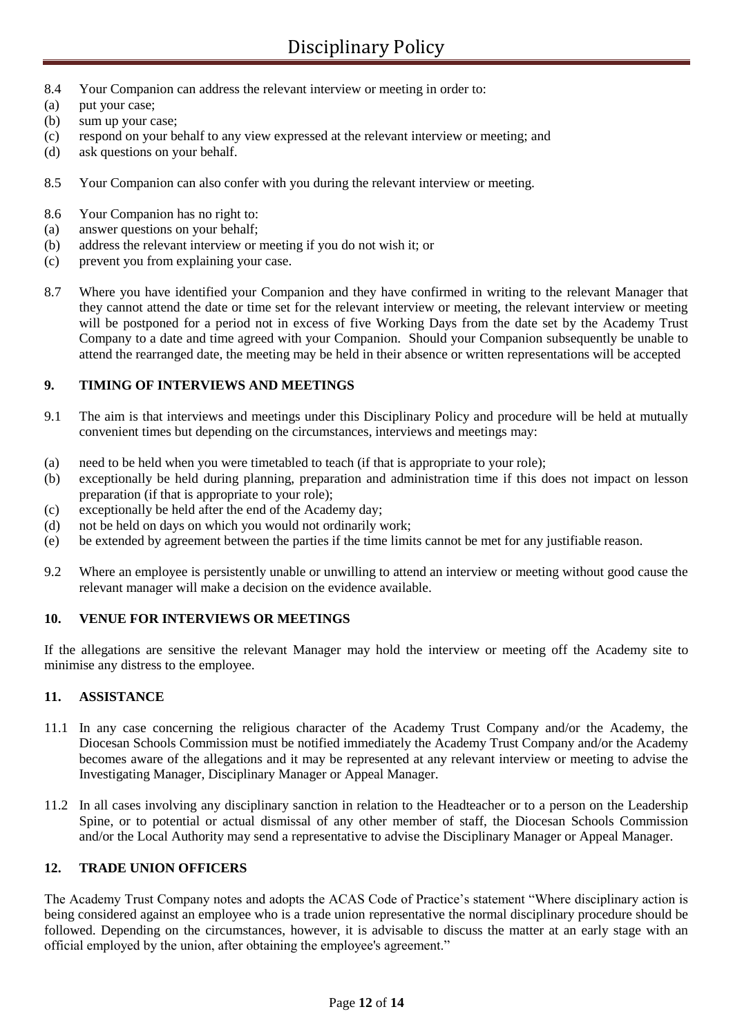8.4 Your Companion can address the relevant interview or meeting in order to:

(a) put your case;
(b) sum up your case;
(c) respond on your behalf to any view expressed at the relevant interview or meeting; and
(d) ask questions on your behalf.

8.5 Your Companion can also confer with you during the relevant interview or meeting.

8.6 Your Companion has no right to:

(a) answer questions on your behalf;
(b) address the relevant interview or meeting if you do not wish it; or
(c) prevent you from explaining your case.

8.7 Where you have identified your Companion and they have confirmed in writing to the relevant Manager that they cannot attend the date or time set for the relevant interview or meeting, the relevant interview or meeting will be postponed for a period not in excess of five Working Days from the date set by the Academy Trust Company to a date and time agreed with your Companion. Should your Companion subsequently be unable to attend the rearranged date, the meeting may be held in their absence or written representations will be accepted

## 9. TIMING OF INTERVIEWS AND MEETINGS

9.1 The aim is that interviews and meetings under this Disciplinary Policy and procedure will be held at mutually convenient times but depending on the circumstances, interviews and meetings may:

(a) need to be held when you were timetabled to teach (if that is appropriate to your role);
(b) exceptionally be held during planning, preparation and administration time if this does not impact on lesson preparation (if that is appropriate to your role);
(c) exceptionally be held after the end of the Academy day;
(d) not be held on days on which you would not ordinarily work;
(e) be extended by agreement between the parties if the time limits cannot be met for any justifiable reason.

9.2 Where an employee is persistently unable or unwilling to attend an interview or meeting without good cause the relevant manager will make a decision on the evidence available.

## 10. VENUE FOR INTERVIEWS OR MEETINGS

If the allegations are sensitive the relevant Manager may hold the interview or meeting off the Academy site to minimise any distress to the employee.

## 11. ASSISTANCE

11.1 In any case concerning the religious character of the Academy Trust Company and/or the Academy, the Diocesan Schools Commission must be notified immediately the Academy Trust Company and/or the Academy becomes aware of the allegations and it may be represented at any relevant interview or meeting to advise the Investigating Manager, Disciplinary Manager or Appeal Manager.

11.2 In all cases involving any disciplinary sanction in relation to the Headteacher or to a person on the Leadership Spine, or to potential or actual dismissal of any other member of staff, the Diocesan Schools Commission and/or the Local Authority may send a representative to advise the Disciplinary Manager or Appeal Manager.

## 12. TRADE UNION OFFICERS

The Academy Trust Company notes and adopts the ACAS Code of Practice's statement "Where disciplinary action is being considered against an employee who is a trade union representative the normal disciplinary procedure should be followed. Depending on the circumstances, however, it is advisable to discuss the matter at an early stage with an official employed by the union, after obtaining the employee's agreement."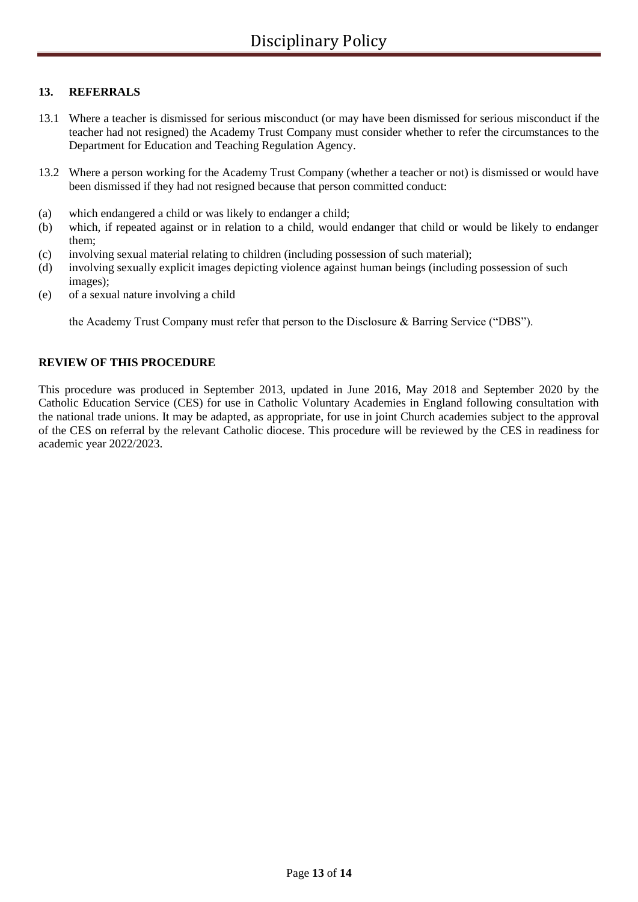## 13. REFERRALS

13.1 Where a teacher is dismissed for serious misconduct (or may have been dismissed for serious misconduct if the teacher had not resigned) the Academy Trust Company must consider whether to refer the circumstances to the Department for Education and Teaching Regulation Agency.

13.2 Where a person working for the Academy Trust Company (whether a teacher or not) is dismissed or would have been dismissed if they had not resigned because that person committed conduct:

(a) which endangered a child or was likely to endanger a child;
(b) which, if repeated against or in relation to a child, would endanger that child or would be likely to endanger them;
(c) involving sexual material relating to children (including possession of such material);
(d) involving sexually explicit images depicting violence against human beings (including possession of such images);
(e) of a sexual nature involving a child

the Academy Trust Company must refer that person to the Disclosure & Barring Service ("DBS").

## REVIEW OF THIS PROCEDURE

This procedure was produced in September 2013, updated in June 2016, May 2018 and September 2020 by the Catholic Education Service (CES) for use in Catholic Voluntary Academies in England following consultation with the national trade unions. It may be adapted, as appropriate, for use in joint Church academies subject to the approval of the CES on referral by the relevant Catholic diocese. This procedure will be reviewed by the CES in readiness for academic year 2022/2023.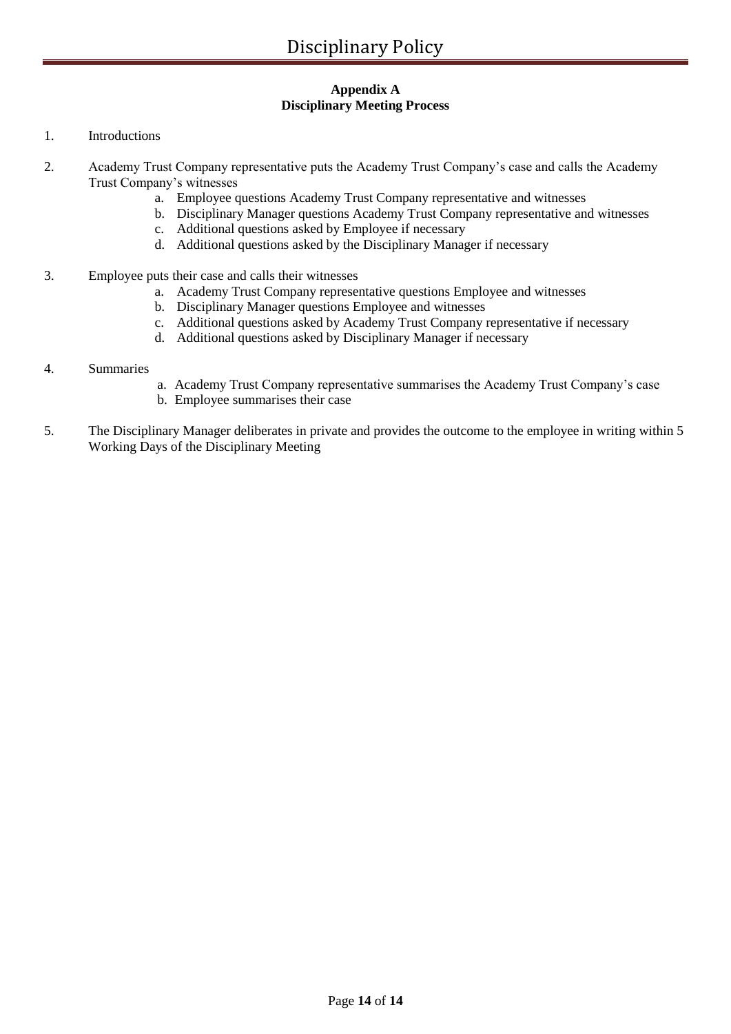**Appendix A**
**Disciplinary Meeting Process**

1. Introductions

2. Academy Trust Company representative puts the Academy Trust Company's case and calls the Academy Trust Company's witnesses
   a. Employee questions Academy Trust Company representative and witnesses
   b. Disciplinary Manager questions Academy Trust Company representative and witnesses
   c. Additional questions asked by Employee if necessary
   d. Additional questions asked by the Disciplinary Manager if necessary

3. Employee puts their case and calls their witnesses
   a. Academy Trust Company representative questions Employee and witnesses
   b. Disciplinary Manager questions Employee and witnesses
   c. Additional questions asked by Academy Trust Company representative if necessary
   d. Additional questions asked by Disciplinary Manager if necessary

4. Summaries
   a. Academy Trust Company representative summarises the Academy Trust Company's case
   b. Employee summarises their case

5. The Disciplinary Manager deliberates in private and provides the outcome to the employee in writing within 5 Working Days of the Disciplinary Meeting